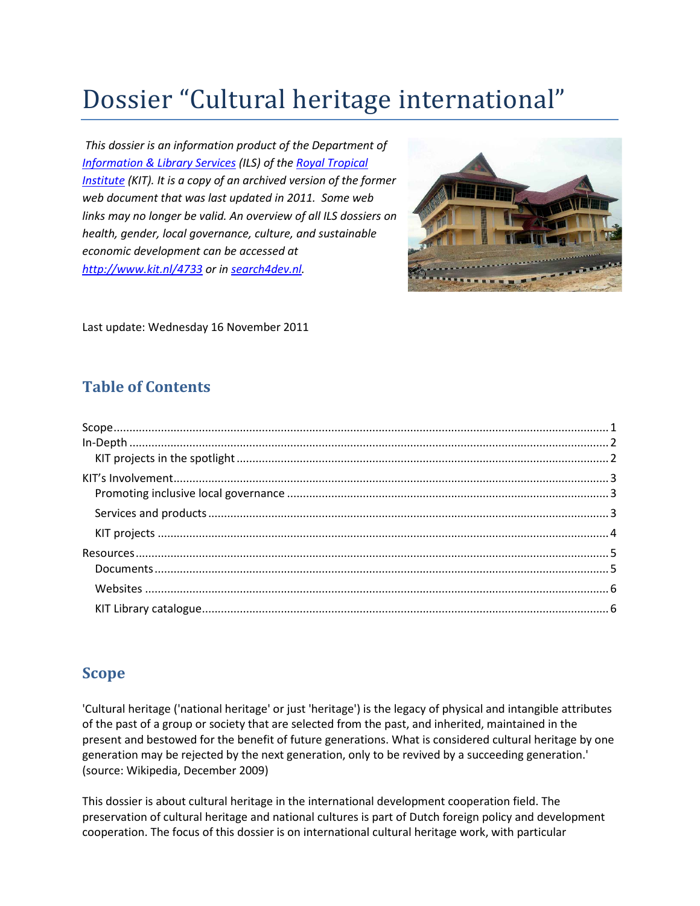# Dossier “Cultural heritage international”

*This dossier is an information product of the Department of Information & Library Services (ILS) of the Royal Tropical Institute (KIT). It is a copy of an archived version of the former web document that was last updated in 2011. Some web links may no longer be valid. An overview of all ILS dossiers on health, gender, local governance, culture, and sustainable economic development can be accessed at http://www.kit.nl/4733 or in search4dev.nl.*

Last update: Wednesday 16 November 2011

## Table of Contents

- Scope ........ 1
- In-Depth ........ 2
  - KIT projects in the spotlight ........ 2
- KIT's Involvement ........ 3
  - Promoting inclusive local governance ........ 3
  - Services and products ........ 3
  - KIT projects ........ 4
- Resources ........ 5
  - Documents ........ 5
  - Websites ........ 6
  - KIT Library catalogue ........ 6

## Scope

'Cultural heritage ('national heritage' or just 'heritage') is the legacy of physical and intangible attributes of the past of a group or society that are selected from the past, and inherited, maintained in the present and bestowed for the benefit of future generations. What is considered cultural heritage by one generation may be rejected by the next generation, only to be revived by a succeeding generation.' (source: Wikipedia, December 2009)

This dossier is about cultural heritage in the international development cooperation field. The preservation of cultural heritage and national cultures is part of Dutch foreign policy and development cooperation. The focus of this dossier is on international cultural heritage work, with particular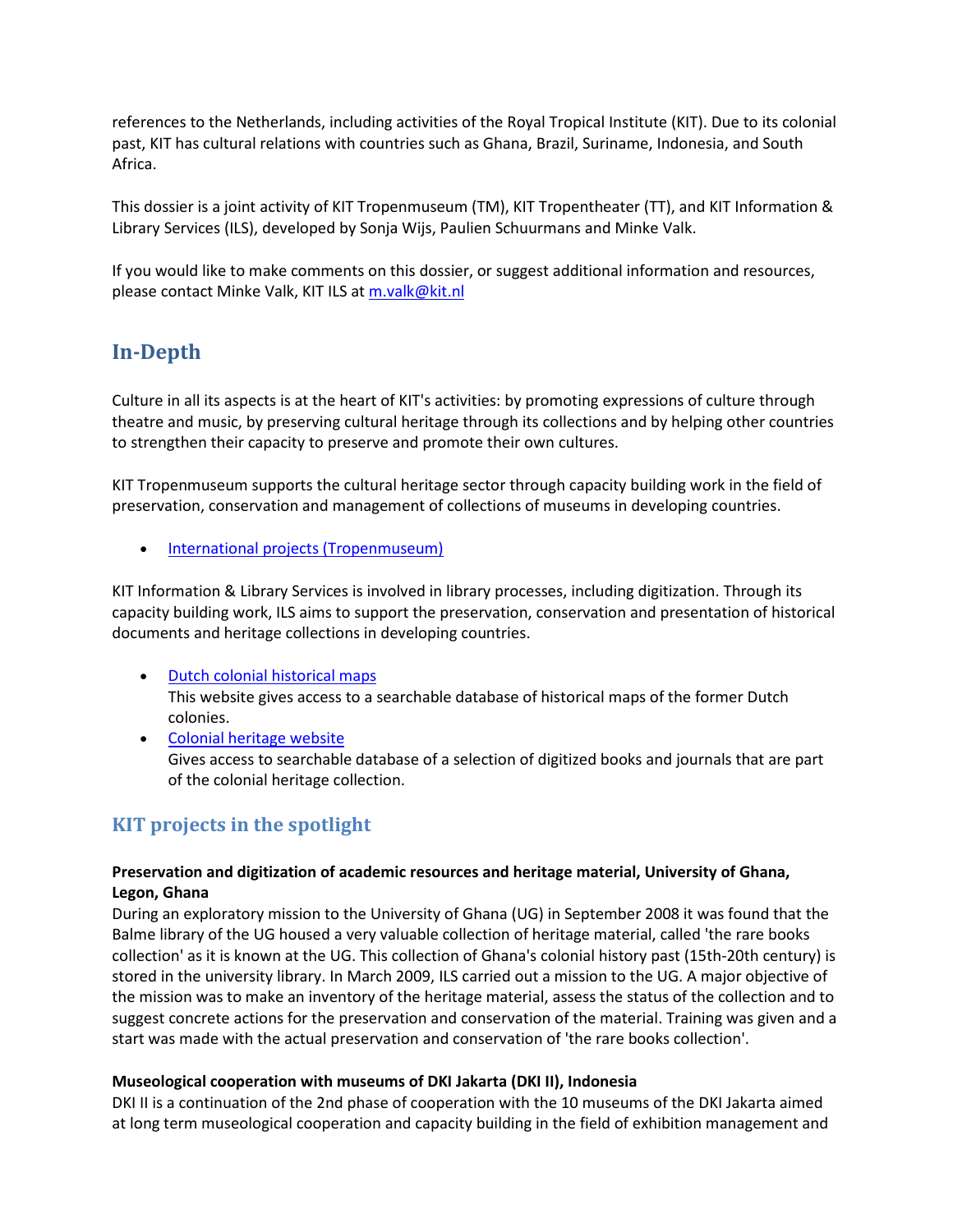references to the Netherlands, including activities of the Royal Tropical Institute (KIT). Due to its colonial past, KIT has cultural relations with countries such as Ghana, Brazil, Suriname, Indonesia, and South Africa.

This dossier is a joint activity of KIT Tropenmuseum (TM), KIT Tropentheater (TT), and KIT Information & Library Services (ILS), developed by Sonja Wijs, Paulien Schuurmans and Minke Valk.

If you would like to make comments on this dossier, or suggest additional information and resources, please contact Minke Valk, KIT ILS at m.valk@kit.nl

## In-Depth

Culture in all its aspects is at the heart of KIT's activities: by promoting expressions of culture through theatre and music, by preserving cultural heritage through its collections and by helping other countries to strengthen their capacity to preserve and promote their own cultures.

KIT Tropenmuseum supports the cultural heritage sector through capacity building work in the field of preservation, conservation and management of collections of museums in developing countries.

- International projects (Tropenmuseum)

KIT Information & Library Services is involved in library processes, including digitization. Through its capacity building work, ILS aims to support the preservation, conservation and presentation of historical documents and heritage collections in developing countries.

- Dutch colonial historical maps
  This website gives access to a searchable database of historical maps of the former Dutch colonies.
- Colonial heritage website
  Gives access to searchable database of a selection of digitized books and journals that are part of the colonial heritage collection.

## KIT projects in the spotlight

**Preservation and digitization of academic resources and heritage material, University of Ghana, Legon, Ghana**
During an exploratory mission to the University of Ghana (UG) in September 2008 it was found that the Balme library of the UG housed a very valuable collection of heritage material, called 'the rare books collection' as it is known at the UG. This collection of Ghana's colonial history past (15th-20th century) is stored in the university library. In March 2009, ILS carried out a mission to the UG. A major objective of the mission was to make an inventory of the heritage material, assess the status of the collection and to suggest concrete actions for the preservation and conservation of the material. Training was given and a start was made with the actual preservation and conservation of 'the rare books collection'.

**Museological cooperation with museums of DKI Jakarta (DKI II), Indonesia**
DKI II is a continuation of the 2nd phase of cooperation with the 10 museums of the DKI Jakarta aimed at long term museological cooperation and capacity building in the field of exhibition management and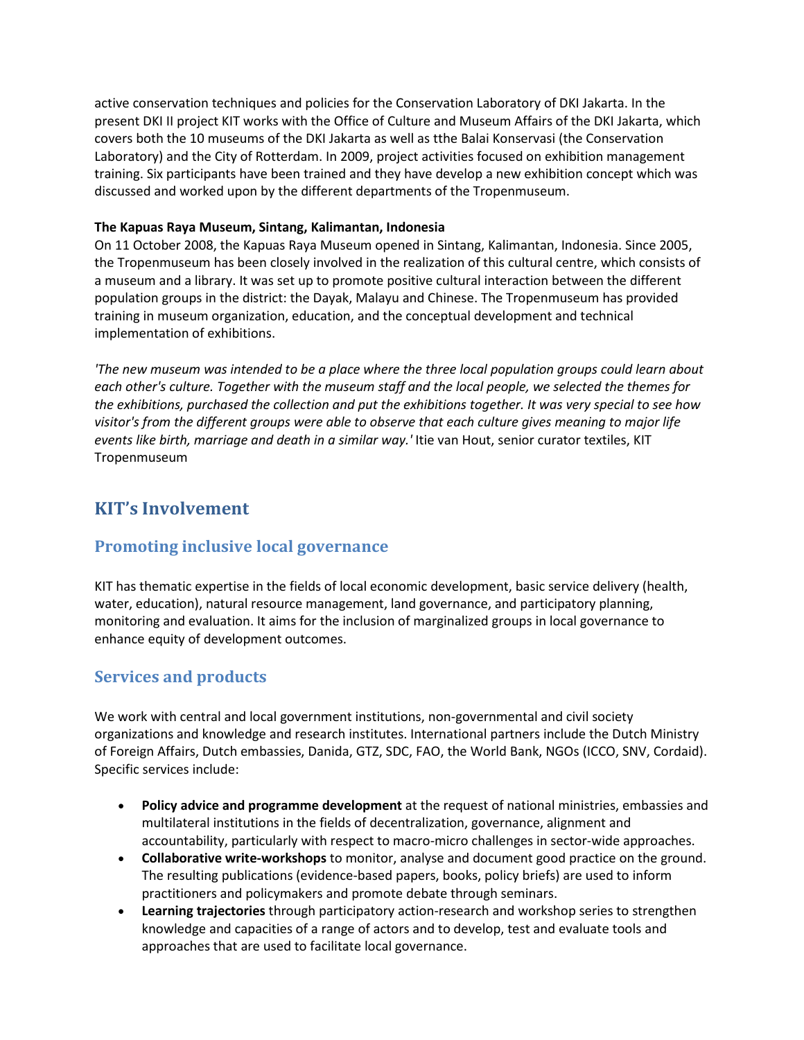active conservation techniques and policies for the Conservation Laboratory of DKI Jakarta. In the present DKI II project KIT works with the Office of Culture and Museum Affairs of the DKI Jakarta, which covers both the 10 museums of the DKI Jakarta as well as tthe Balai Konservasi (the Conservation Laboratory) and the City of Rotterdam. In 2009, project activities focused on exhibition management training. Six participants have been trained and they have develop a new exhibition concept which was discussed and worked upon by the different departments of the Tropenmuseum.

**The Kapuas Raya Museum, Sintang, Kalimantan, Indonesia**

On 11 October 2008, the Kapuas Raya Museum opened in Sintang, Kalimantan, Indonesia. Since 2005, the Tropenmuseum has been closely involved in the realization of this cultural centre, which consists of a museum and a library. It was set up to promote positive cultural interaction between the different population groups in the district: the Dayak, Malayu and Chinese. The Tropenmuseum has provided training in museum organization, education, and the conceptual development and technical implementation of exhibitions.

*'The new museum was intended to be a place where the three local population groups could learn about each other's culture. Together with the museum staff and the local people, we selected the themes for the exhibitions, purchased the collection and put the exhibitions together. It was very special to see how visitor's from the different groups were able to observe that each culture gives meaning to major life events like birth, marriage and death in a similar way.'* Itie van Hout, senior curator textiles, KIT Tropenmuseum

# KIT's Involvement

## Promoting inclusive local governance

KIT has thematic expertise in the fields of local economic development, basic service delivery (health, water, education), natural resource management, land governance, and participatory planning, monitoring and evaluation. It aims for the inclusion of marginalized groups in local governance to enhance equity of development outcomes.

## Services and products

We work with central and local government institutions, non-governmental and civil society organizations and knowledge and research institutes. International partners include the Dutch Ministry of Foreign Affairs, Dutch embassies, Danida, GTZ, SDC, FAO, the World Bank, NGOs (ICCO, SNV, Cordaid). Specific services include:

- **Policy advice and programme development** at the request of national ministries, embassies and multilateral institutions in the fields of decentralization, governance, alignment and accountability, particularly with respect to macro-micro challenges in sector-wide approaches.
- **Collaborative write-workshops** to monitor, analyse and document good practice on the ground. The resulting publications (evidence-based papers, books, policy briefs) are used to inform practitioners and policymakers and promote debate through seminars.
- **Learning trajectories** through participatory action-research and workshop series to strengthen knowledge and capacities of a range of actors and to develop, test and evaluate tools and approaches that are used to facilitate local governance.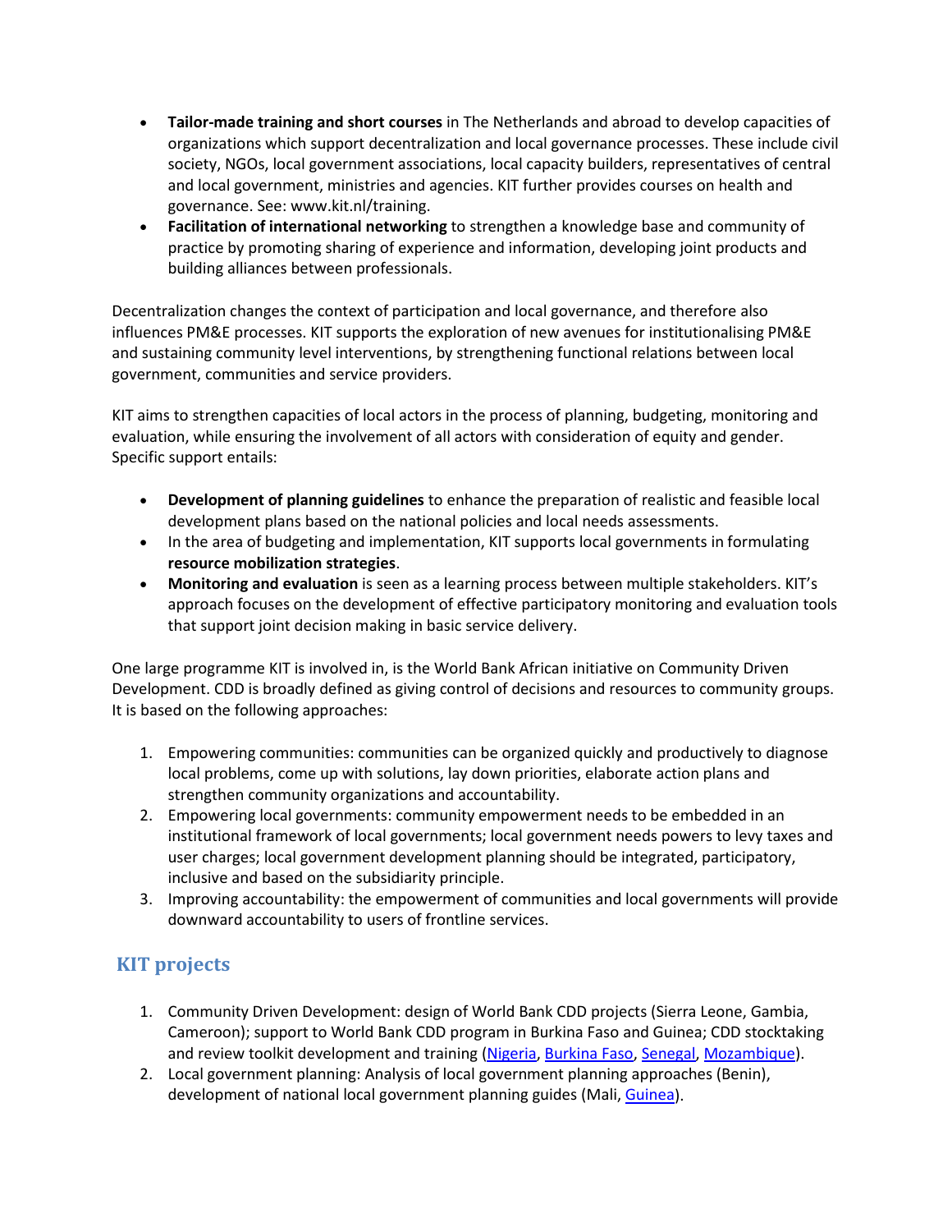- **Tailor-made training and short courses** in The Netherlands and abroad to develop capacities of organizations which support decentralization and local governance processes. These include civil society, NGOs, local government associations, local capacity builders, representatives of central and local government, ministries and agencies. KIT further provides courses on health and governance. See: www.kit.nl/training.
- **Facilitation of international networking** to strengthen a knowledge base and community of practice by promoting sharing of experience and information, developing joint products and building alliances between professionals.

Decentralization changes the context of participation and local governance, and therefore also influences PM&E processes. KIT supports the exploration of new avenues for institutionalising PM&E and sustaining community level interventions, by strengthening functional relations between local government, communities and service providers.

KIT aims to strengthen capacities of local actors in the process of planning, budgeting, monitoring and evaluation, while ensuring the involvement of all actors with consideration of equity and gender. Specific support entails:

- **Development of planning guidelines** to enhance the preparation of realistic and feasible local development plans based on the national policies and local needs assessments.
- In the area of budgeting and implementation, KIT supports local governments in formulating **resource mobilization strategies**.
- **Monitoring and evaluation** is seen as a learning process between multiple stakeholders. KIT's approach focuses on the development of effective participatory monitoring and evaluation tools that support joint decision making in basic service delivery.

One large programme KIT is involved in, is the World Bank African initiative on Community Driven Development. CDD is broadly defined as giving control of decisions and resources to community groups. It is based on the following approaches:

1. Empowering communities: communities can be organized quickly and productively to diagnose local problems, come up with solutions, lay down priorities, elaborate action plans and strengthen community organizations and accountability.
2. Empowering local governments: community empowerment needs to be embedded in an institutional framework of local governments; local government needs powers to levy taxes and user charges; local government development planning should be integrated, participatory, inclusive and based on the subsidiarity principle.
3. Improving accountability: the empowerment of communities and local governments will provide downward accountability to users of frontline services.

## KIT projects

1. Community Driven Development: design of World Bank CDD projects (Sierra Leone, Gambia, Cameroon); support to World Bank CDD program in Burkina Faso and Guinea; CDD stocktaking and review toolkit development and training (Nigeria, Burkina Faso, Senegal, Mozambique).
2. Local government planning: Analysis of local government planning approaches (Benin), development of national local government planning guides (Mali, Guinea).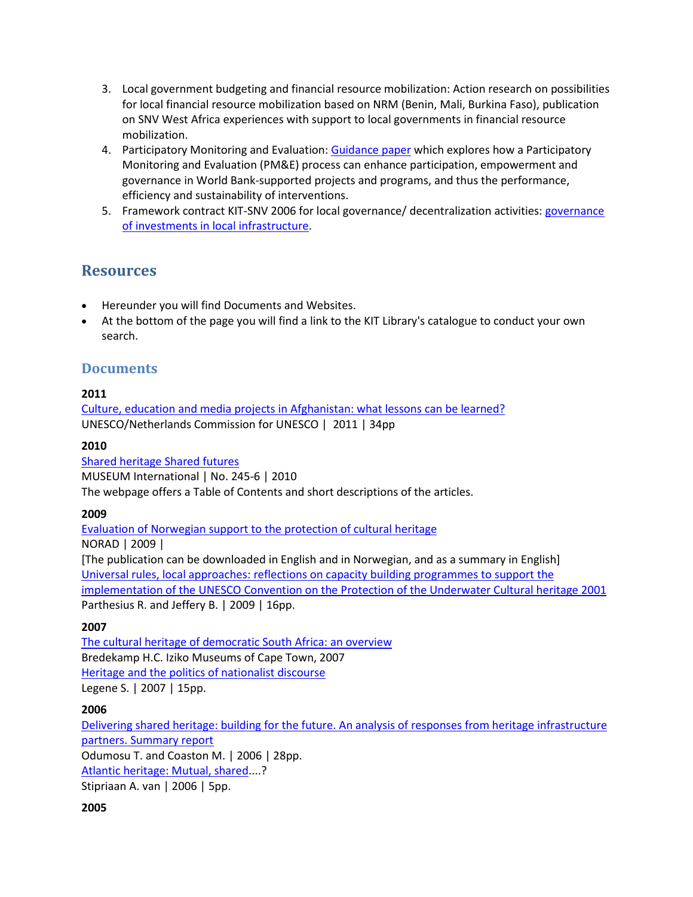3. Local government budgeting and financial resource mobilization: Action research on possibilities for local financial resource mobilization based on NRM (Benin, Mali, Burkina Faso), publication on SNV West Africa experiences with support to local governments in financial resource mobilization.
4. Participatory Monitoring and Evaluation: Guidance paper which explores how a Participatory Monitoring and Evaluation (PM&E) process can enhance participation, empowerment and governance in World Bank-supported projects and programs, and thus the performance, efficiency and sustainability of interventions.
5. Framework contract KIT-SNV 2006 for local governance/ decentralization activities: governance of investments in local infrastructure.

## Resources

- Hereunder you will find Documents and Websites.
- At the bottom of the page you will find a link to the KIT Library's catalogue to conduct your own search.

### Documents

**2011**

Culture, education and media projects in Afghanistan: what lessons can be learned?
UNESCO/Netherlands Commission for UNESCO | 2011 | 34pp

**2010**

Shared heritage Shared futures
MUSEUM International | No. 245-6 | 2010
The webpage offers a Table of Contents and short descriptions of the articles.

**2009**

Evaluation of Norwegian support to the protection of cultural heritage
NORAD | 2009 |
[The publication can be downloaded in English and in Norwegian, and as a summary in English]
Universal rules, local approaches: reflections on capacity building programmes to support the implementation of the UNESCO Convention on the Protection of the Underwater Cultural heritage 2001
Parthesius R. and Jeffery B. | 2009 | 16pp.

**2007**

The cultural heritage of democratic South Africa: an overview
Bredekamp H.C. Iziko Museums of Cape Town, 2007
Heritage and the politics of nationalist discourse
Legene S. | 2007 | 15pp.

**2006**

Delivering shared heritage: building for the future. An analysis of responses from heritage infrastructure partners. Summary report
Odumosu T. and Coaston M. | 2006 | 28pp.
Atlantic heritage: Mutual, shared....?
Stipriaan A. van | 2006 | 5pp.

**2005**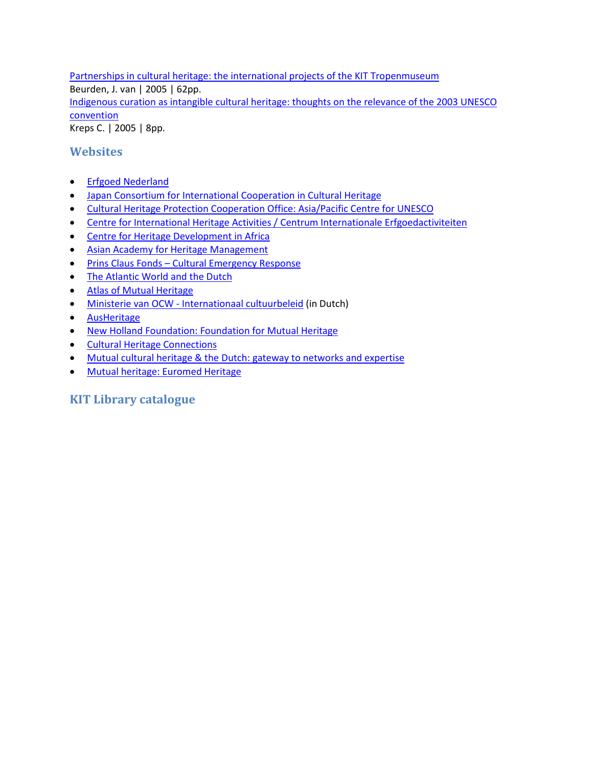Partnerships in cultural heritage: the international projects of the KIT Tropenmuseum
Beurden, J. van | 2005 | 62pp.

Indigenous curation as intangible cultural heritage: thoughts on the relevance of the 2003 UNESCO convention
Kreps C. | 2005 | 8pp.

## Websites

- Erfgoed Nederland
- Japan Consortium for International Cooperation in Cultural Heritage
- Cultural Heritage Protection Cooperation Office: Asia/Pacific Centre for UNESCO
- Centre for International Heritage Activities / Centrum Internationale Erfgoedactiviteiten
- Centre for Heritage Development in Africa
- Asian Academy for Heritage Management
- Prins Claus Fonds – Cultural Emergency Response
- The Atlantic World and the Dutch
- Atlas of Mutual Heritage
- Ministerie van OCW - Internationaal cultuurbeleid (in Dutch)
- AusHeritage
- New Holland Foundation: Foundation for Mutual Heritage
- Cultural Heritage Connections
- Mutual cultural heritage & the Dutch: gateway to networks and expertise
- Mutual heritage: Euromed Heritage

## KIT Library catalogue